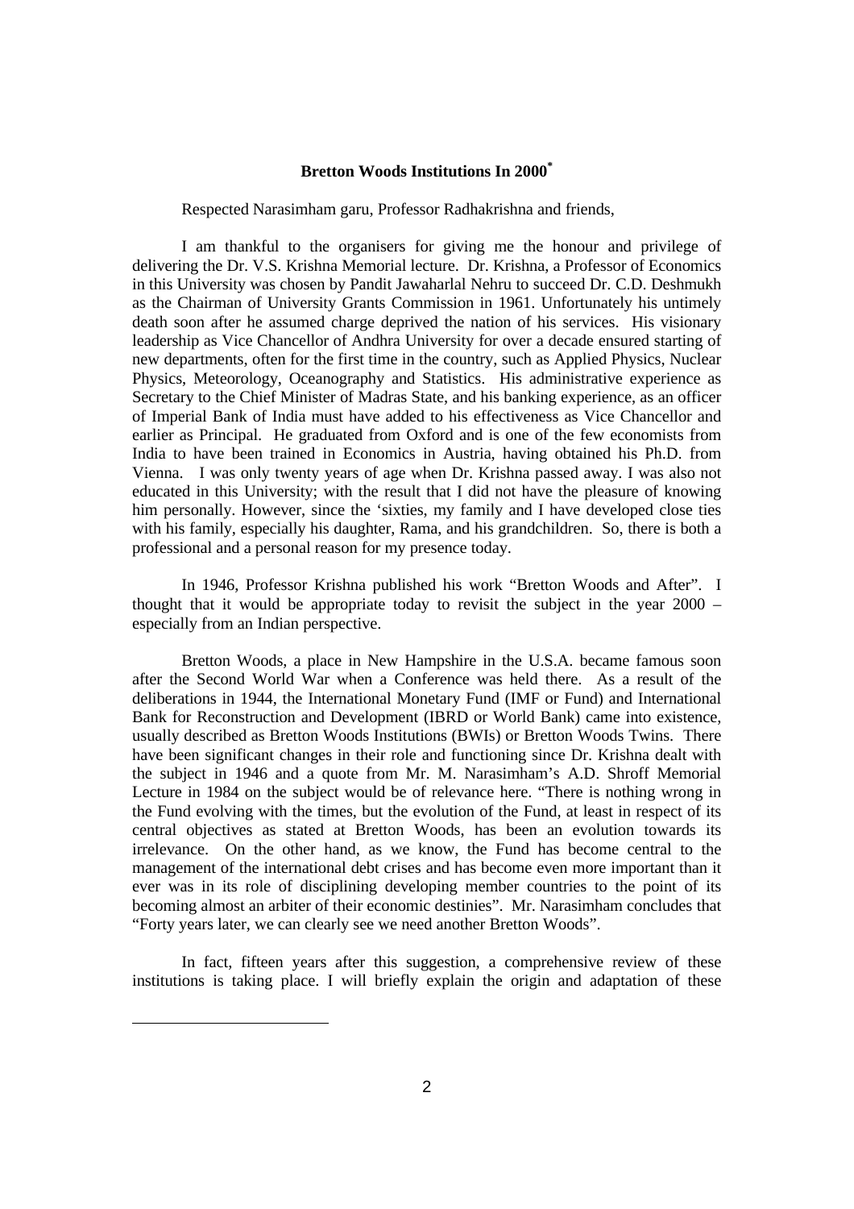**Bretton Woods Institutions In 2000**[*]

Respected Narasimham garu, Professor Radhakrishna and friends,

I am thankful to the organisers for giving me the honour and privilege of delivering the Dr. V.S. Krishna Memorial lecture. Dr. Krishna, a Professor of Economics in this University was chosen by Pandit Jawaharlal Nehru to succeed Dr. C.D. Deshmukh as the Chairman of University Grants Commission in 1961. Unfortunately his untimely death soon after he assumed charge deprived the nation of his services. His visionary leadership as Vice Chancellor of Andhra University for over a decade ensured starting of new departments, often for the first time in the country, such as Applied Physics, Nuclear Physics, Meteorology, Oceanography and Statistics. His administrative experience as Secretary to the Chief Minister of Madras State, and his banking experience, as an officer of Imperial Bank of India must have added to his effectiveness as Vice Chancellor and earlier as Principal. He graduated from Oxford and is one of the few economists from India to have been trained in Economics in Austria, having obtained his Ph.D. from Vienna. I was only twenty years of age when Dr. Krishna passed away. I was also not educated in this University; with the result that I did not have the pleasure of knowing him personally. However, since the 'sixties, my family and I have developed close ties with his family, especially his daughter, Rama, and his grandchildren. So, there is both a professional and a personal reason for my presence today.

In 1946, Professor Krishna published his work "Bretton Woods and After". I thought that it would be appropriate today to revisit the subject in the year 2000 – especially from an Indian perspective.

Bretton Woods, a place in New Hampshire in the U.S.A. became famous soon after the Second World War when a Conference was held there. As a result of the deliberations in 1944, the International Monetary Fund (IMF or Fund) and International Bank for Reconstruction and Development (IBRD or World Bank) came into existence, usually described as Bretton Woods Institutions (BWIs) or Bretton Woods Twins. There have been significant changes in their role and functioning since Dr. Krishna dealt with the subject in 1946 and a quote from Mr. M. Narasimham's A.D. Shroff Memorial Lecture in 1984 on the subject would be of relevance here. "There is nothing wrong in the Fund evolving with the times, but the evolution of the Fund, at least in respect of its central objectives as stated at Bretton Woods, has been an evolution towards its irrelevance. On the other hand, as we know, the Fund has become central to the management of the international debt crises and has become even more important than it ever was in its role of disciplining developing member countries to the point of its becoming almost an arbiter of their economic destinies". Mr. Narasimham concludes that "Forty years later, we can clearly see we need another Bretton Woods".

In fact, fifteen years after this suggestion, a comprehensive review of these institutions is taking place. I will briefly explain the origin and adaptation of these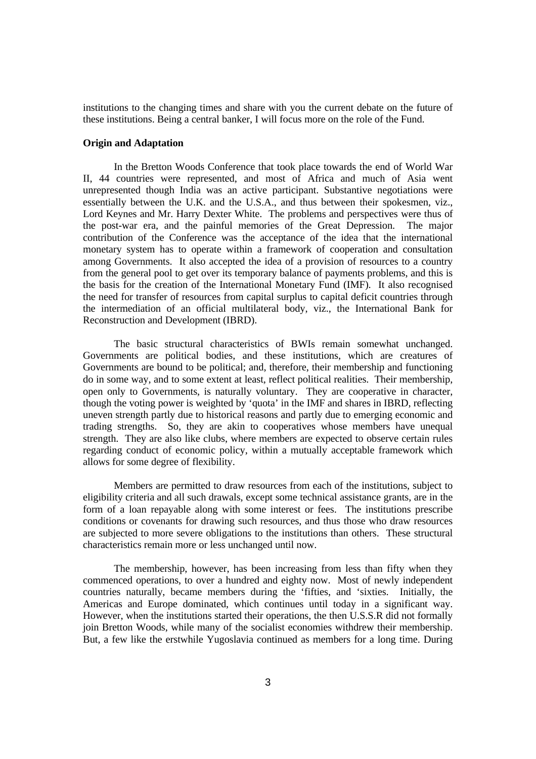institutions to the changing times and share with you the current debate on the future of these institutions. Being a central banker, I will focus more on the role of the Fund.

**Origin and Adaptation**

In the Bretton Woods Conference that took place towards the end of World War II, 44 countries were represented, and most of Africa and much of Asia went unrepresented though India was an active participant. Substantive negotiations were essentially between the U.K. and the U.S.A., and thus between their spokesmen, viz., Lord Keynes and Mr. Harry Dexter White. The problems and perspectives were thus of the post-war era, and the painful memories of the Great Depression. The major contribution of the Conference was the acceptance of the idea that the international monetary system has to operate within a framework of cooperation and consultation among Governments. It also accepted the idea of a provision of resources to a country from the general pool to get over its temporary balance of payments problems, and this is the basis for the creation of the International Monetary Fund (IMF). It also recognised the need for transfer of resources from capital surplus to capital deficit countries through the intermediation of an official multilateral body, viz., the International Bank for Reconstruction and Development (IBRD).

The basic structural characteristics of BWIs remain somewhat unchanged. Governments are political bodies, and these institutions, which are creatures of Governments are bound to be political; and, therefore, their membership and functioning do in some way, and to some extent at least, reflect political realities. Their membership, open only to Governments, is naturally voluntary. They are cooperative in character, though the voting power is weighted by 'quota' in the IMF and shares in IBRD, reflecting uneven strength partly due to historical reasons and partly due to emerging economic and trading strengths. So, they are akin to cooperatives whose members have unequal strength. They are also like clubs, where members are expected to observe certain rules regarding conduct of economic policy, within a mutually acceptable framework which allows for some degree of flexibility.

Members are permitted to draw resources from each of the institutions, subject to eligibility criteria and all such drawals, except some technical assistance grants, are in the form of a loan repayable along with some interest or fees. The institutions prescribe conditions or covenants for drawing such resources, and thus those who draw resources are subjected to more severe obligations to the institutions than others. These structural characteristics remain more or less unchanged until now.

The membership, however, has been increasing from less than fifty when they commenced operations, to over a hundred and eighty now. Most of newly independent countries naturally, became members during the 'fifties, and 'sixties. Initially, the Americas and Europe dominated, which continues until today in a significant way. However, when the institutions started their operations, the then U.S.S.R did not formally join Bretton Woods, while many of the socialist economies withdrew their membership. But, a few like the erstwhile Yugoslavia continued as members for a long time. During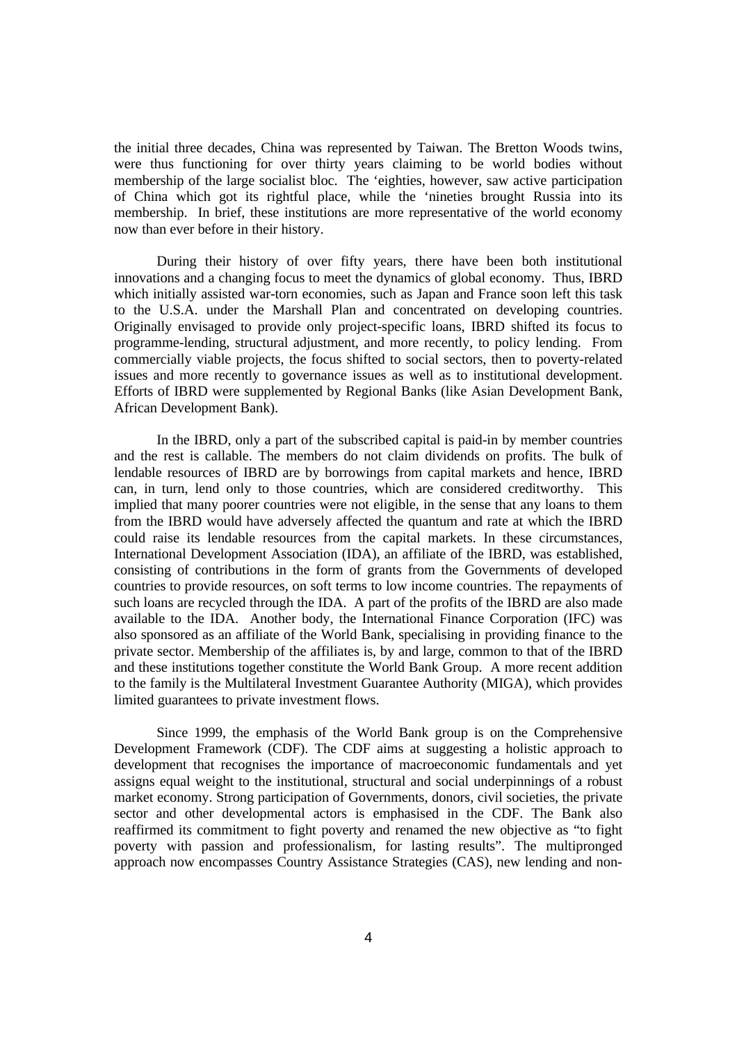the initial three decades, China was represented by Taiwan. The Bretton Woods twins, were thus functioning for over thirty years claiming to be world bodies without membership of the large socialist bloc. The 'eighties, however, saw active participation of China which got its rightful place, while the 'nineties brought Russia into its membership. In brief, these institutions are more representative of the world economy now than ever before in their history.

During their history of over fifty years, there have been both institutional innovations and a changing focus to meet the dynamics of global economy. Thus, IBRD which initially assisted war-torn economies, such as Japan and France soon left this task to the U.S.A. under the Marshall Plan and concentrated on developing countries. Originally envisaged to provide only project-specific loans, IBRD shifted its focus to programme-lending, structural adjustment, and more recently, to policy lending. From commercially viable projects, the focus shifted to social sectors, then to poverty-related issues and more recently to governance issues as well as to institutional development. Efforts of IBRD were supplemented by Regional Banks (like Asian Development Bank, African Development Bank).

In the IBRD, only a part of the subscribed capital is paid-in by member countries and the rest is callable. The members do not claim dividends on profits. The bulk of lendable resources of IBRD are by borrowings from capital markets and hence, IBRD can, in turn, lend only to those countries, which are considered creditworthy. This implied that many poorer countries were not eligible, in the sense that any loans to them from the IBRD would have adversely affected the quantum and rate at which the IBRD could raise its lendable resources from the capital markets. In these circumstances, International Development Association (IDA), an affiliate of the IBRD, was established, consisting of contributions in the form of grants from the Governments of developed countries to provide resources, on soft terms to low income countries. The repayments of such loans are recycled through the IDA. A part of the profits of the IBRD are also made available to the IDA. Another body, the International Finance Corporation (IFC) was also sponsored as an affiliate of the World Bank, specialising in providing finance to the private sector. Membership of the affiliates is, by and large, common to that of the IBRD and these institutions together constitute the World Bank Group. A more recent addition to the family is the Multilateral Investment Guarantee Authority (MIGA), which provides limited guarantees to private investment flows.

Since 1999, the emphasis of the World Bank group is on the Comprehensive Development Framework (CDF). The CDF aims at suggesting a holistic approach to development that recognises the importance of macroeconomic fundamentals and yet assigns equal weight to the institutional, structural and social underpinnings of a robust market economy. Strong participation of Governments, donors, civil societies, the private sector and other developmental actors is emphasised in the CDF. The Bank also reaffirmed its commitment to fight poverty and renamed the new objective as "to fight poverty with passion and professionalism, for lasting results". The multipronged approach now encompasses Country Assistance Strategies (CAS), new lending and non-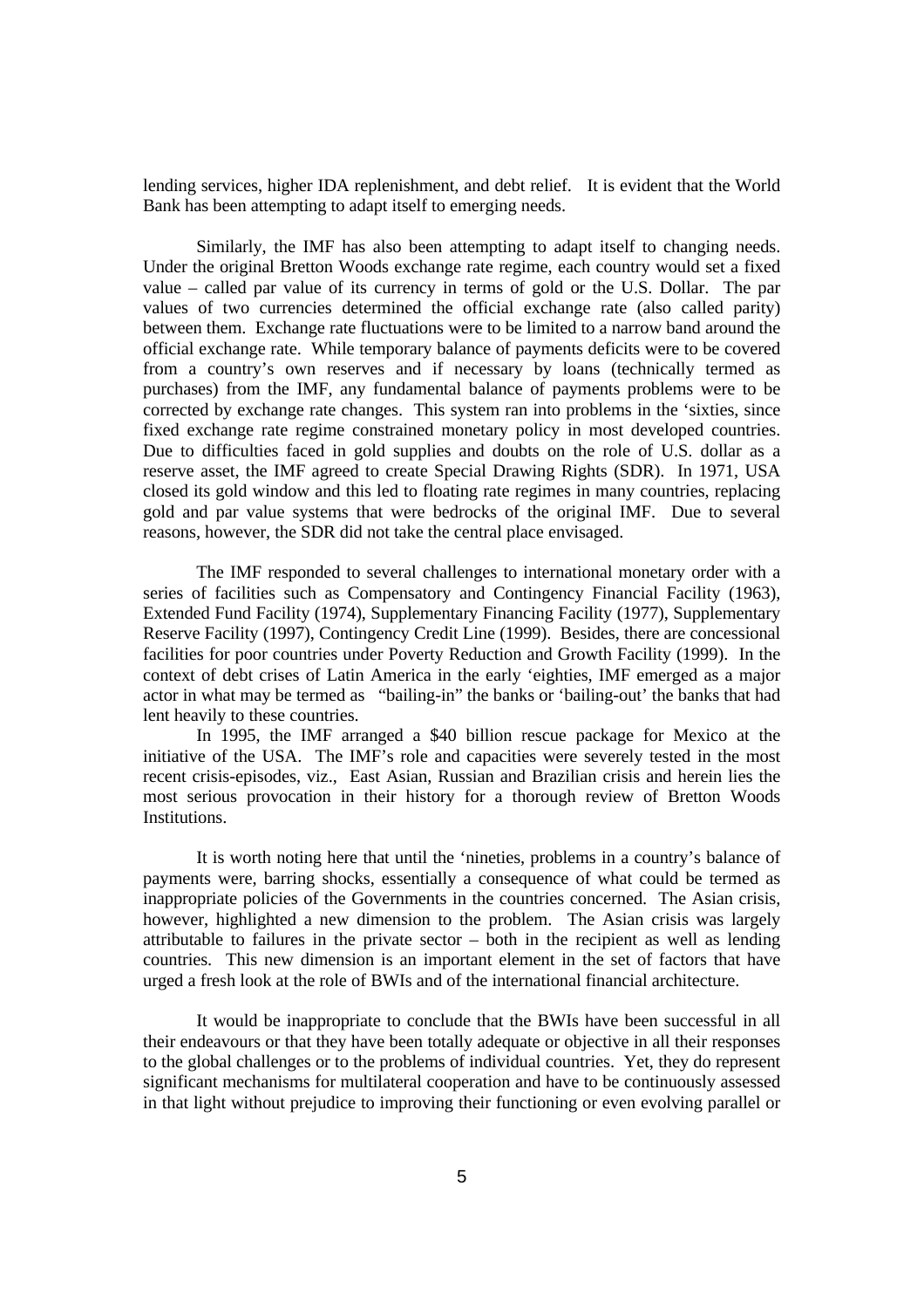lending services, higher IDA replenishment, and debt relief. It is evident that the World Bank has been attempting to adapt itself to emerging needs.

Similarly, the IMF has also been attempting to adapt itself to changing needs. Under the original Bretton Woods exchange rate regime, each country would set a fixed value – called par value of its currency in terms of gold or the U.S. Dollar. The par values of two currencies determined the official exchange rate (also called parity) between them. Exchange rate fluctuations were to be limited to a narrow band around the official exchange rate. While temporary balance of payments deficits were to be covered from a country's own reserves and if necessary by loans (technically termed as purchases) from the IMF, any fundamental balance of payments problems were to be corrected by exchange rate changes. This system ran into problems in the 'sixties, since fixed exchange rate regime constrained monetary policy in most developed countries. Due to difficulties faced in gold supplies and doubts on the role of U.S. dollar as a reserve asset, the IMF agreed to create Special Drawing Rights (SDR). In 1971, USA closed its gold window and this led to floating rate regimes in many countries, replacing gold and par value systems that were bedrocks of the original IMF. Due to several reasons, however, the SDR did not take the central place envisaged.

The IMF responded to several challenges to international monetary order with a series of facilities such as Compensatory and Contingency Financial Facility (1963), Extended Fund Facility (1974), Supplementary Financing Facility (1977), Supplementary Reserve Facility (1997), Contingency Credit Line (1999). Besides, there are concessional facilities for poor countries under Poverty Reduction and Growth Facility (1999). In the context of debt crises of Latin America in the early 'eighties, IMF emerged as a major actor in what may be termed as "bailing-in" the banks or 'bailing-out' the banks that had lent heavily to these countries.

In 1995, the IMF arranged a $40 billion rescue package for Mexico at the initiative of the USA. The IMF's role and capacities were severely tested in the most recent crisis-episodes, viz., East Asian, Russian and Brazilian crisis and herein lies the most serious provocation in their history for a thorough review of Bretton Woods Institutions.

It is worth noting here that until the 'nineties, problems in a country's balance of payments were, barring shocks, essentially a consequence of what could be termed as inappropriate policies of the Governments in the countries concerned. The Asian crisis, however, highlighted a new dimension to the problem. The Asian crisis was largely attributable to failures in the private sector – both in the recipient as well as lending countries. This new dimension is an important element in the set of factors that have urged a fresh look at the role of BWIs and of the international financial architecture.

It would be inappropriate to conclude that the BWIs have been successful in all their endeavours or that they have been totally adequate or objective in all their responses to the global challenges or to the problems of individual countries. Yet, they do represent significant mechanisms for multilateral cooperation and have to be continuously assessed in that light without prejudice to improving their functioning or even evolving parallel or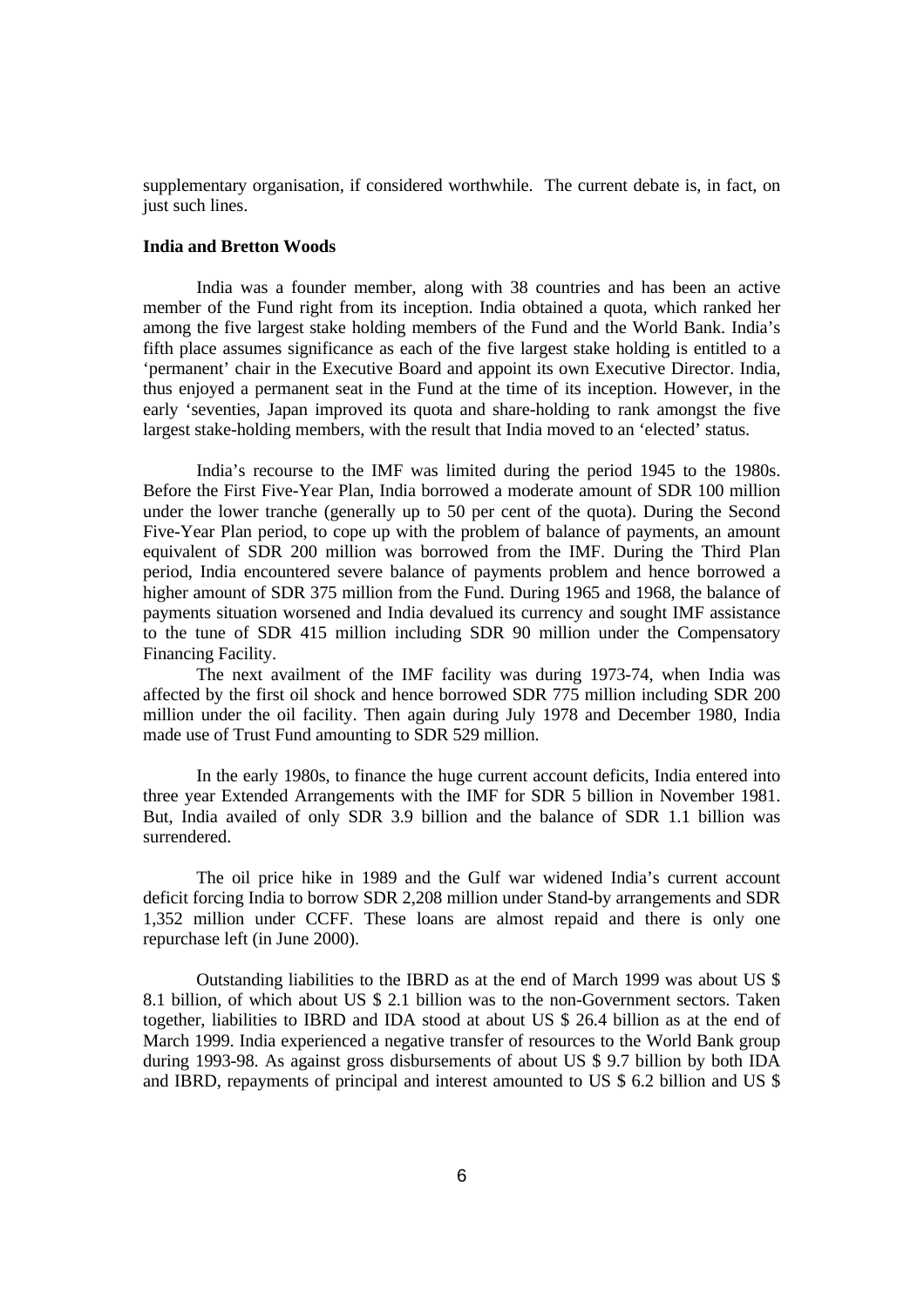supplementary organisation, if considered worthwhile. The current debate is, in fact, on just such lines.

**India and Bretton Woods**

India was a founder member, along with 38 countries and has been an active member of the Fund right from its inception. India obtained a quota, which ranked her among the five largest stake holding members of the Fund and the World Bank. India's fifth place assumes significance as each of the five largest stake holding is entitled to a 'permanent' chair in the Executive Board and appoint its own Executive Director. India, thus enjoyed a permanent seat in the Fund at the time of its inception. However, in the early 'seventies, Japan improved its quota and share-holding to rank amongst the five largest stake-holding members, with the result that India moved to an 'elected' status.

India's recourse to the IMF was limited during the period 1945 to the 1980s. Before the First Five-Year Plan, India borrowed a moderate amount of SDR 100 million under the lower tranche (generally up to 50 per cent of the quota). During the Second Five-Year Plan period, to cope up with the problem of balance of payments, an amount equivalent of SDR 200 million was borrowed from the IMF. During the Third Plan period, India encountered severe balance of payments problem and hence borrowed a higher amount of SDR 375 million from the Fund. During 1965 and 1968, the balance of payments situation worsened and India devalued its currency and sought IMF assistance to the tune of SDR 415 million including SDR 90 million under the Compensatory Financing Facility.

The next availment of the IMF facility was during 1973-74, when India was affected by the first oil shock and hence borrowed SDR 775 million including SDR 200 million under the oil facility. Then again during July 1978 and December 1980, India made use of Trust Fund amounting to SDR 529 million.

In the early 1980s, to finance the huge current account deficits, India entered into three year Extended Arrangements with the IMF for SDR 5 billion in November 1981. But, India availed of only SDR 3.9 billion and the balance of SDR 1.1 billion was surrendered.

The oil price hike in 1989 and the Gulf war widened India's current account deficit forcing India to borrow SDR 2,208 million under Stand-by arrangements and SDR 1,352 million under CCFF. These loans are almost repaid and there is only one repurchase left (in June 2000).

Outstanding liabilities to the IBRD as at the end of March 1999 was about US $ 8.1 billion, of which about US $ 2.1 billion was to the non-Government sectors. Taken together, liabilities to IBRD and IDA stood at about US $ 26.4 billion as at the end of March 1999. India experienced a negative transfer of resources to the World Bank group during 1993-98. As against gross disbursements of about US $ 9.7 billion by both IDA and IBRD, repayments of principal and interest amounted to US $ 6.2 billion and US $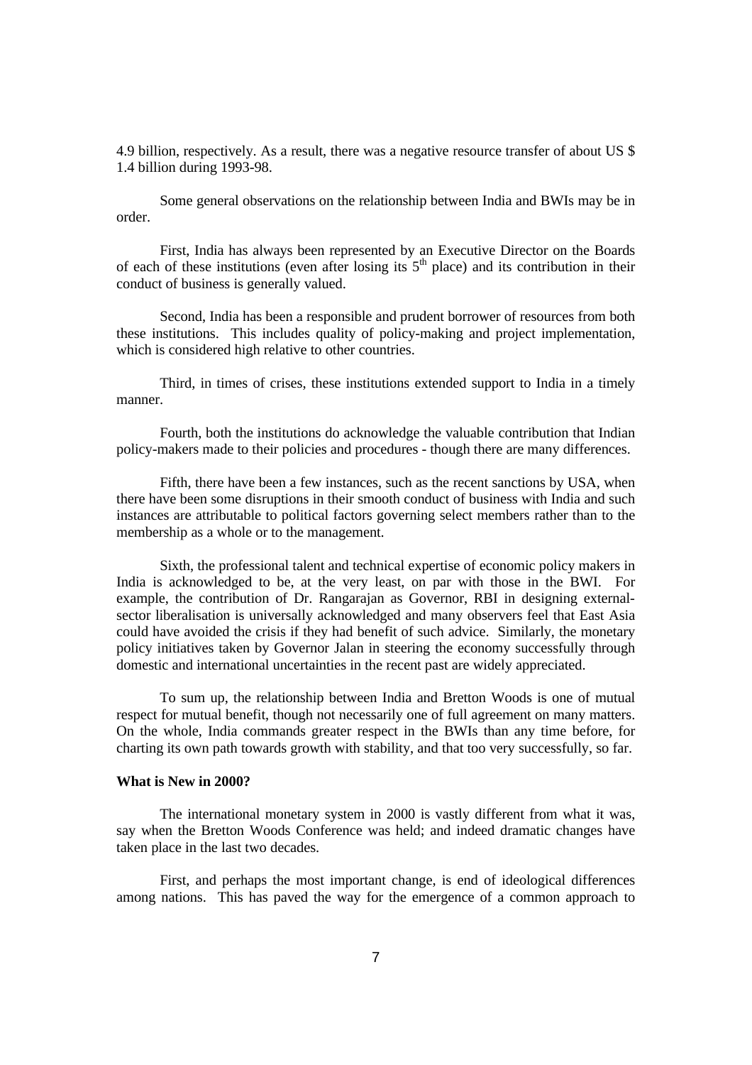4.9 billion, respectively. As a result, there was a negative resource transfer of about US $ 1.4 billion during 1993-98.

Some general observations on the relationship between India and BWIs may be in order.

First, India has always been represented by an Executive Director on the Boards of each of these institutions (even after losing its 5th place) and its contribution in their conduct of business is generally valued.

Second, India has been a responsible and prudent borrower of resources from both these institutions. This includes quality of policy-making and project implementation, which is considered high relative to other countries.

Third, in times of crises, these institutions extended support to India in a timely manner.

Fourth, both the institutions do acknowledge the valuable contribution that Indian policy-makers made to their policies and procedures - though there are many differences.

Fifth, there have been a few instances, such as the recent sanctions by USA, when there have been some disruptions in their smooth conduct of business with India and such instances are attributable to political factors governing select members rather than to the membership as a whole or to the management.

Sixth, the professional talent and technical expertise of economic policy makers in India is acknowledged to be, at the very least, on par with those in the BWI. For example, the contribution of Dr. Rangarajan as Governor, RBI in designing external-sector liberalisation is universally acknowledged and many observers feel that East Asia could have avoided the crisis if they had benefit of such advice. Similarly, the monetary policy initiatives taken by Governor Jalan in steering the economy successfully through domestic and international uncertainties in the recent past are widely appreciated.

To sum up, the relationship between India and Bretton Woods is one of mutual respect for mutual benefit, though not necessarily one of full agreement on many matters. On the whole, India commands greater respect in the BWIs than any time before, for charting its own path towards growth with stability, and that too very successfully, so far.

**What is New in 2000?**

The international monetary system in 2000 is vastly different from what it was, say when the Bretton Woods Conference was held; and indeed dramatic changes have taken place in the last two decades.

First, and perhaps the most important change, is end of ideological differences among nations. This has paved the way for the emergence of a common approach to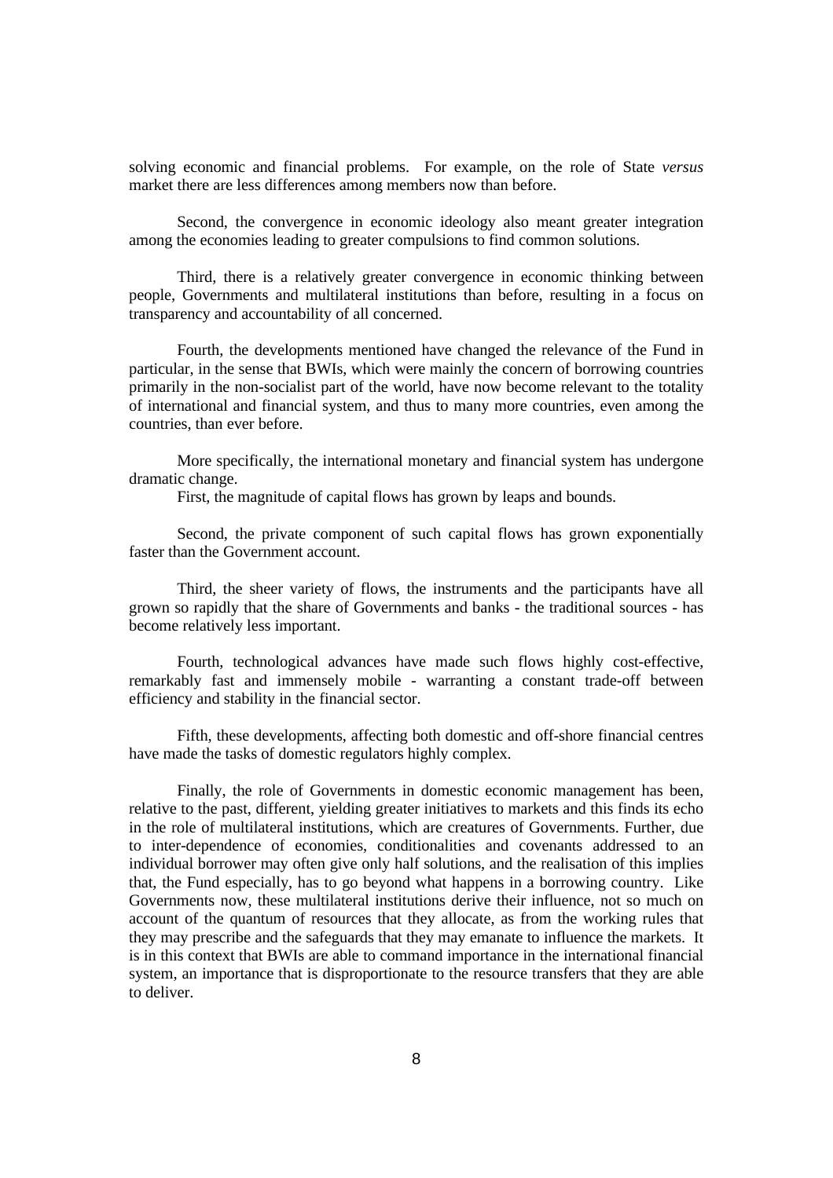solving economic and financial problems. For example, on the role of State *versus* market there are less differences among members now than before.

Second, the convergence in economic ideology also meant greater integration among the economies leading to greater compulsions to find common solutions.

Third, there is a relatively greater convergence in economic thinking between people, Governments and multilateral institutions than before, resulting in a focus on transparency and accountability of all concerned.

Fourth, the developments mentioned have changed the relevance of the Fund in particular, in the sense that BWIs, which were mainly the concern of borrowing countries primarily in the non-socialist part of the world, have now become relevant to the totality of international and financial system, and thus to many more countries, even among the countries, than ever before.

More specifically, the international monetary and financial system has undergone dramatic change.

First, the magnitude of capital flows has grown by leaps and bounds.

Second, the private component of such capital flows has grown exponentially faster than the Government account.

Third, the sheer variety of flows, the instruments and the participants have all grown so rapidly that the share of Governments and banks - the traditional sources - has become relatively less important.

Fourth, technological advances have made such flows highly cost-effective, remarkably fast and immensely mobile - warranting a constant trade-off between efficiency and stability in the financial sector.

Fifth, these developments, affecting both domestic and off-shore financial centres have made the tasks of domestic regulators highly complex.

Finally, the role of Governments in domestic economic management has been, relative to the past, different, yielding greater initiatives to markets and this finds its echo in the role of multilateral institutions, which are creatures of Governments. Further, due to inter-dependence of economies, conditionalities and covenants addressed to an individual borrower may often give only half solutions, and the realisation of this implies that, the Fund especially, has to go beyond what happens in a borrowing country. Like Governments now, these multilateral institutions derive their influence, not so much on account of the quantum of resources that they allocate, as from the working rules that they may prescribe and the safeguards that they may emanate to influence the markets. It is in this context that BWIs are able to command importance in the international financial system, an importance that is disproportionate to the resource transfers that they are able to deliver.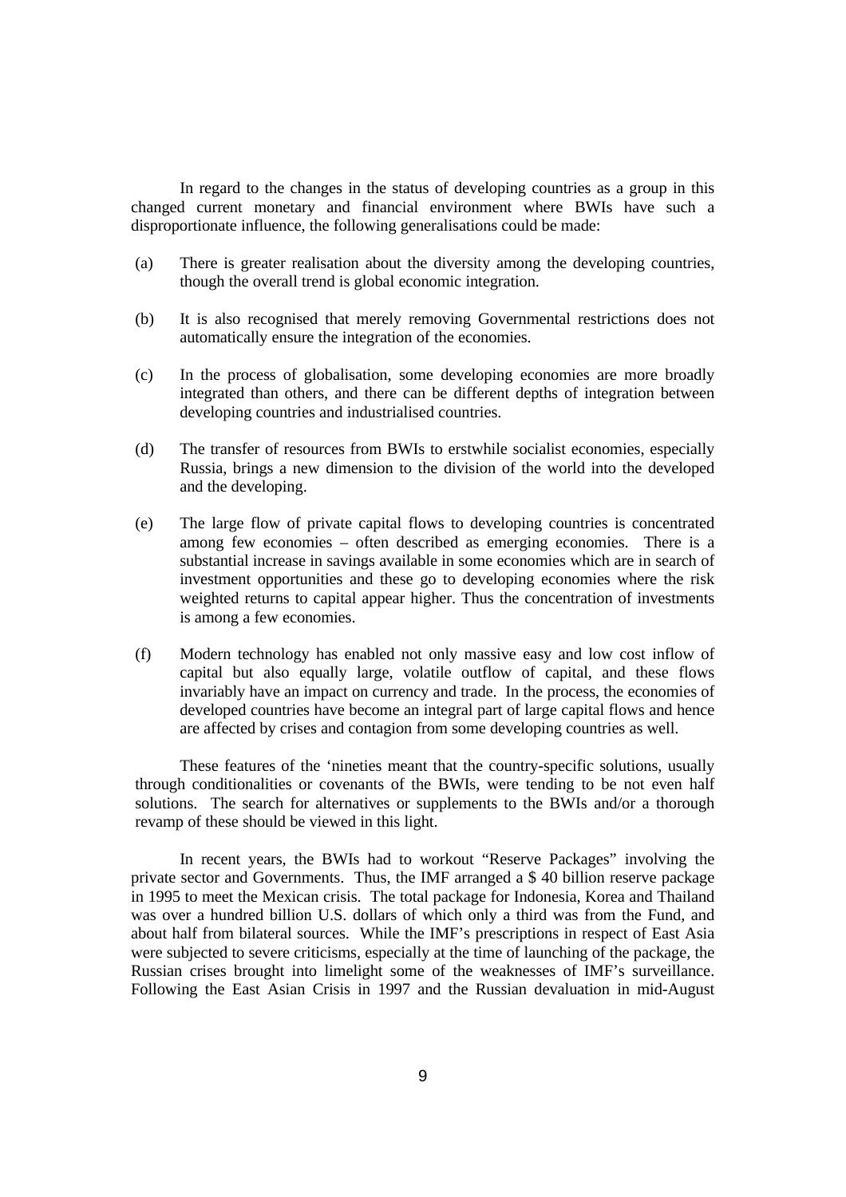In regard to the changes in the status of developing countries as a group in this changed current monetary and financial environment where BWIs have such a disproportionate influence, the following generalisations could be made:

(a) There is greater realisation about the diversity among the developing countries, though the overall trend is global economic integration.

(b) It is also recognised that merely removing Governmental restrictions does not automatically ensure the integration of the economies.

(c) In the process of globalisation, some developing economies are more broadly integrated than others, and there can be different depths of integration between developing countries and industrialised countries.

(d) The transfer of resources from BWIs to erstwhile socialist economies, especially Russia, brings a new dimension to the division of the world into the developed and the developing.

(e) The large flow of private capital flows to developing countries is concentrated among few economies – often described as emerging economies. There is a substantial increase in savings available in some economies which are in search of investment opportunities and these go to developing economies where the risk weighted returns to capital appear higher. Thus the concentration of investments is among a few economies.

(f) Modern technology has enabled not only massive easy and low cost inflow of capital but also equally large, volatile outflow of capital, and these flows invariably have an impact on currency and trade. In the process, the economies of developed countries have become an integral part of large capital flows and hence are affected by crises and contagion from some developing countries as well.

These features of the 'nineties meant that the country-specific solutions, usually through conditionalities or covenants of the BWIs, were tending to be not even half solutions. The search for alternatives or supplements to the BWIs and/or a thorough revamp of these should be viewed in this light.

In recent years, the BWIs had to workout "Reserve Packages" involving the private sector and Governments. Thus, the IMF arranged a $ 40 billion reserve package in 1995 to meet the Mexican crisis. The total package for Indonesia, Korea and Thailand was over a hundred billion U.S. dollars of which only a third was from the Fund, and about half from bilateral sources. While the IMF's prescriptions in respect of East Asia were subjected to severe criticisms, especially at the time of launching of the package, the Russian crises brought into limelight some of the weaknesses of IMF's surveillance. Following the East Asian Crisis in 1997 and the Russian devaluation in mid-August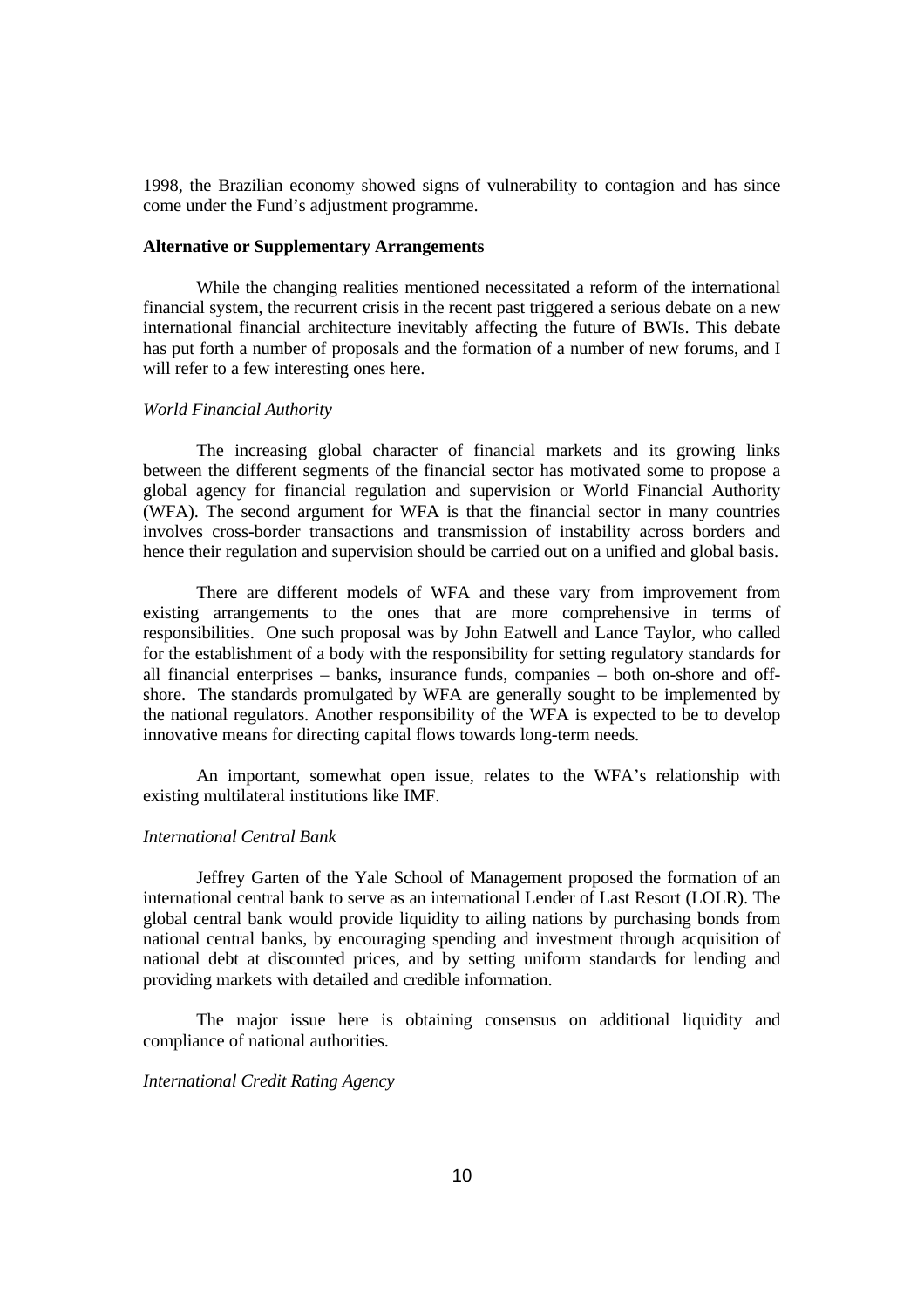1998, the Brazilian economy showed signs of vulnerability to contagion and has since come under the Fund's adjustment programme.

**Alternative or Supplementary Arrangements**

While the changing realities mentioned necessitated a reform of the international financial system, the recurrent crisis in the recent past triggered a serious debate on a new international financial architecture inevitably affecting the future of BWIs. This debate has put forth a number of proposals and the formation of a number of new forums, and I will refer to a few interesting ones here.

*World Financial Authority*

The increasing global character of financial markets and its growing links between the different segments of the financial sector has motivated some to propose a global agency for financial regulation and supervision or World Financial Authority (WFA). The second argument for WFA is that the financial sector in many countries involves cross-border transactions and transmission of instability across borders and hence their regulation and supervision should be carried out on a unified and global basis.

There are different models of WFA and these vary from improvement from existing arrangements to the ones that are more comprehensive in terms of responsibilities. One such proposal was by John Eatwell and Lance Taylor, who called for the establishment of a body with the responsibility for setting regulatory standards for all financial enterprises – banks, insurance funds, companies – both on-shore and off-shore. The standards promulgated by WFA are generally sought to be implemented by the national regulators. Another responsibility of the WFA is expected to be to develop innovative means for directing capital flows towards long-term needs.

An important, somewhat open issue, relates to the WFA's relationship with existing multilateral institutions like IMF.

*International Central Bank*

Jeffrey Garten of the Yale School of Management proposed the formation of an international central bank to serve as an international Lender of Last Resort (LOLR). The global central bank would provide liquidity to ailing nations by purchasing bonds from national central banks, by encouraging spending and investment through acquisition of national debt at discounted prices, and by setting uniform standards for lending and providing markets with detailed and credible information.

The major issue here is obtaining consensus on additional liquidity and compliance of national authorities.

*International Credit Rating Agency*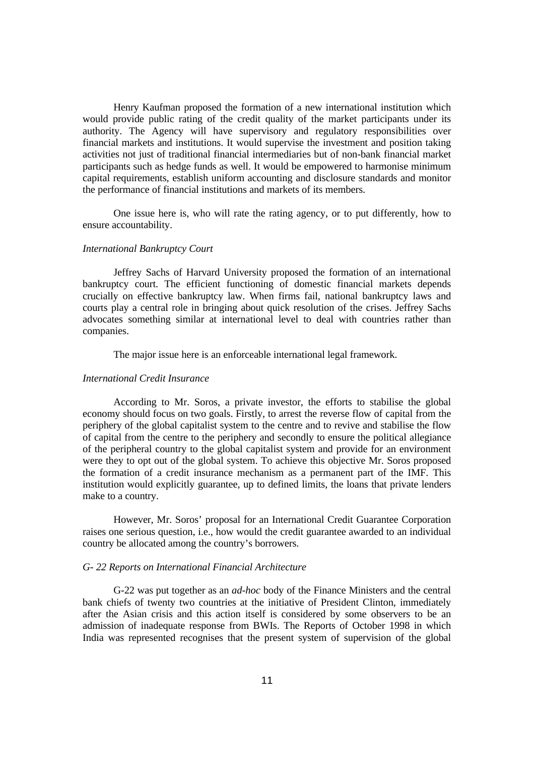Henry Kaufman proposed the formation of a new international institution which would provide public rating of the credit quality of the market participants under its authority. The Agency will have supervisory and regulatory responsibilities over financial markets and institutions. It would supervise the investment and position taking activities not just of traditional financial intermediaries but of non-bank financial market participants such as hedge funds as well. It would be empowered to harmonise minimum capital requirements, establish uniform accounting and disclosure standards and monitor the performance of financial institutions and markets of its members.

One issue here is, who will rate the rating agency, or to put differently, how to ensure accountability.

*International Bankruptcy Court*

Jeffrey Sachs of Harvard University proposed the formation of an international bankruptcy court. The efficient functioning of domestic financial markets depends crucially on effective bankruptcy law. When firms fail, national bankruptcy laws and courts play a central role in bringing about quick resolution of the crises. Jeffrey Sachs advocates something similar at international level to deal with countries rather than companies.

The major issue here is an enforceable international legal framework.

*International Credit Insurance*

According to Mr. Soros, a private investor, the efforts to stabilise the global economy should focus on two goals. Firstly, to arrest the reverse flow of capital from the periphery of the global capitalist system to the centre and to revive and stabilise the flow of capital from the centre to the periphery and secondly to ensure the political allegiance of the peripheral country to the global capitalist system and provide for an environment were they to opt out of the global system. To achieve this objective Mr. Soros proposed the formation of a credit insurance mechanism as a permanent part of the IMF. This institution would explicitly guarantee, up to defined limits, the loans that private lenders make to a country.

However, Mr. Soros' proposal for an International Credit Guarantee Corporation raises one serious question, i.e., how would the credit guarantee awarded to an individual country be allocated among the country's borrowers.

*G- 22 Reports on International Financial Architecture*

G-22 was put together as an *ad-hoc* body of the Finance Ministers and the central bank chiefs of twenty two countries at the initiative of President Clinton, immediately after the Asian crisis and this action itself is considered by some observers to be an admission of inadequate response from BWIs. The Reports of October 1998 in which India was represented recognises that the present system of supervision of the global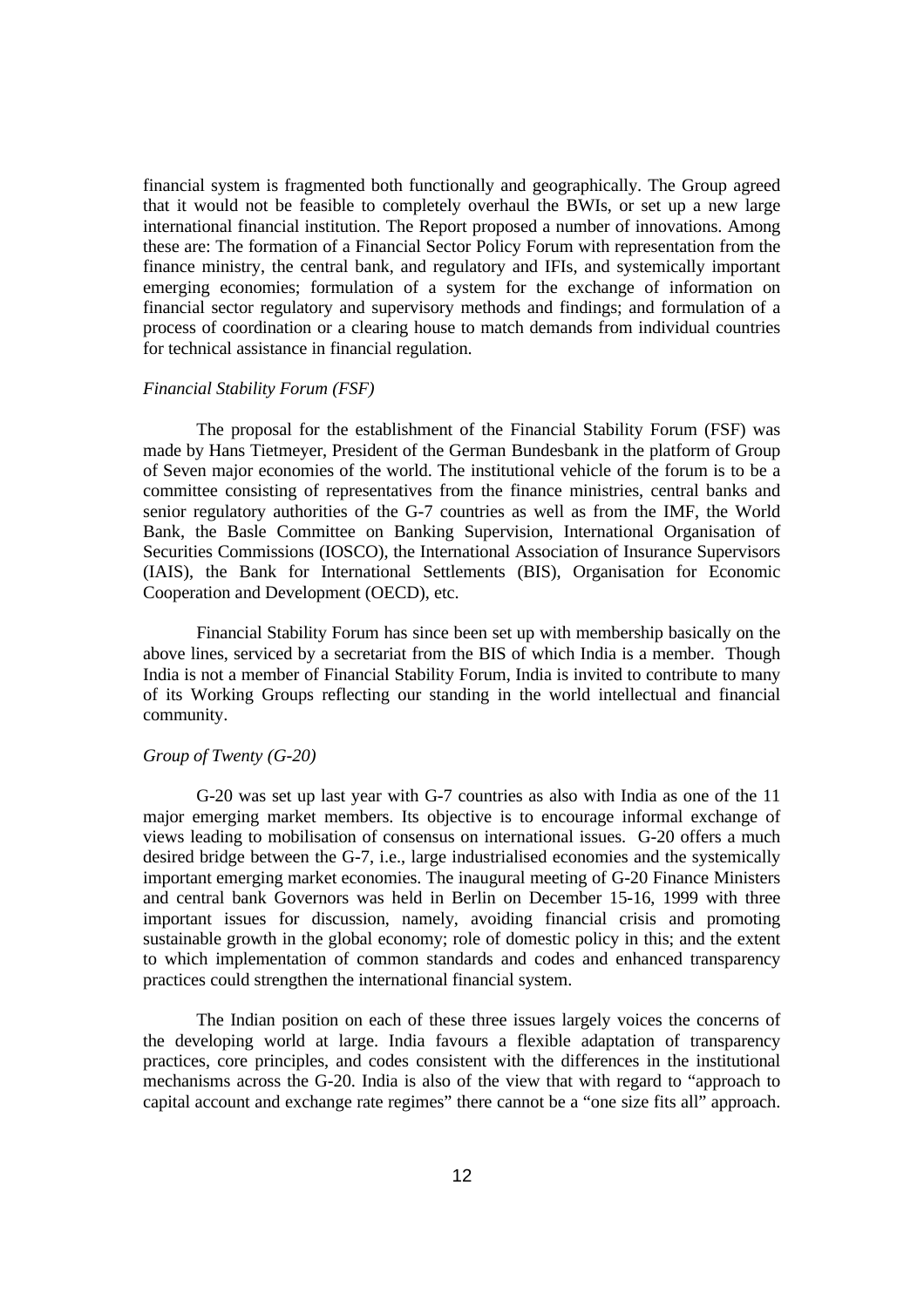financial system is fragmented both functionally and geographically. The Group agreed that it would not be feasible to completely overhaul the BWIs, or set up a new large international financial institution. The Report proposed a number of innovations. Among these are: The formation of a Financial Sector Policy Forum with representation from the finance ministry, the central bank, and regulatory and IFIs, and systemically important emerging economies; formulation of a system for the exchange of information on financial sector regulatory and supervisory methods and findings; and formulation of a process of coordination or a clearing house to match demands from individual countries for technical assistance in financial regulation.

*Financial Stability Forum (FSF)*

The proposal for the establishment of the Financial Stability Forum (FSF) was made by Hans Tietmeyer, President of the German Bundesbank in the platform of Group of Seven major economies of the world. The institutional vehicle of the forum is to be a committee consisting of representatives from the finance ministries, central banks and senior regulatory authorities of the G-7 countries as well as from the IMF, the World Bank, the Basle Committee on Banking Supervision, International Organisation of Securities Commissions (IOSCO), the International Association of Insurance Supervisors (IAIS), the Bank for International Settlements (BIS), Organisation for Economic Cooperation and Development (OECD), etc.

Financial Stability Forum has since been set up with membership basically on the above lines, serviced by a secretariat from the BIS of which India is a member. Though India is not a member of Financial Stability Forum, India is invited to contribute to many of its Working Groups reflecting our standing in the world intellectual and financial community.

*Group of Twenty (G-20)*

G-20 was set up last year with G-7 countries as also with India as one of the 11 major emerging market members. Its objective is to encourage informal exchange of views leading to mobilisation of consensus on international issues. G-20 offers a much desired bridge between the G-7, i.e., large industrialised economies and the systemically important emerging market economies. The inaugural meeting of G-20 Finance Ministers and central bank Governors was held in Berlin on December 15-16, 1999 with three important issues for discussion, namely, avoiding financial crisis and promoting sustainable growth in the global economy; role of domestic policy in this; and the extent to which implementation of common standards and codes and enhanced transparency practices could strengthen the international financial system.

The Indian position on each of these three issues largely voices the concerns of the developing world at large. India favours a flexible adaptation of transparency practices, core principles, and codes consistent with the differences in the institutional mechanisms across the G-20. India is also of the view that with regard to "approach to capital account and exchange rate regimes" there cannot be a "one size fits all" approach.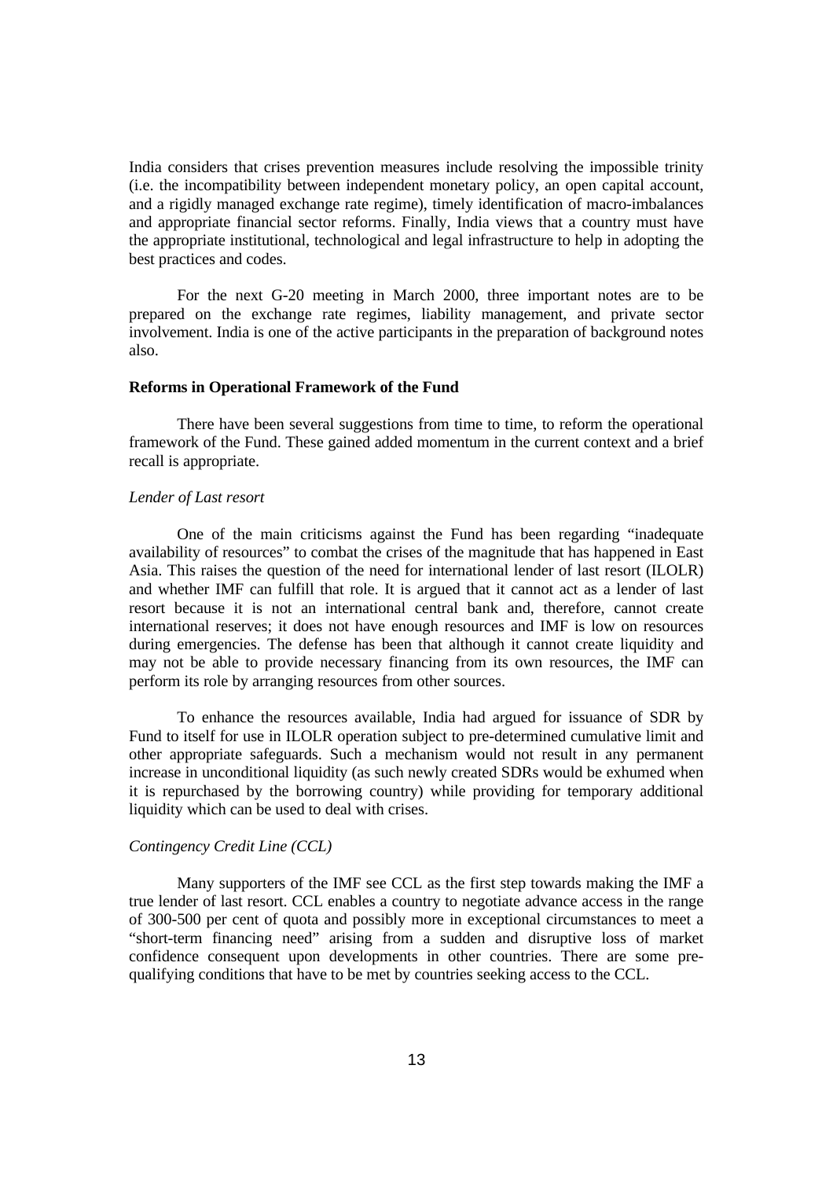India considers that crises prevention measures include resolving the impossible trinity (i.e. the incompatibility between independent monetary policy, an open capital account, and a rigidly managed exchange rate regime), timely identification of macro-imbalances and appropriate financial sector reforms. Finally, India views that a country must have the appropriate institutional, technological and legal infrastructure to help in adopting the best practices and codes.

For the next G-20 meeting in March 2000, three important notes are to be prepared on the exchange rate regimes, liability management, and private sector involvement. India is one of the active participants in the preparation of background notes also.

**Reforms in Operational Framework of the Fund**

There have been several suggestions from time to time, to reform the operational framework of the Fund. These gained added momentum in the current context and a brief recall is appropriate.

*Lender of Last resort*

One of the main criticisms against the Fund has been regarding "inadequate availability of resources" to combat the crises of the magnitude that has happened in East Asia. This raises the question of the need for international lender of last resort (ILOLR) and whether IMF can fulfill that role. It is argued that it cannot act as a lender of last resort because it is not an international central bank and, therefore, cannot create international reserves; it does not have enough resources and IMF is low on resources during emergencies. The defense has been that although it cannot create liquidity and may not be able to provide necessary financing from its own resources, the IMF can perform its role by arranging resources from other sources.

To enhance the resources available, India had argued for issuance of SDR by Fund to itself for use in ILOLR operation subject to pre-determined cumulative limit and other appropriate safeguards. Such a mechanism would not result in any permanent increase in unconditional liquidity (as such newly created SDRs would be exhumed when it is repurchased by the borrowing country) while providing for temporary additional liquidity which can be used to deal with crises.

*Contingency Credit Line (CCL)*

Many supporters of the IMF see CCL as the first step towards making the IMF a true lender of last resort. CCL enables a country to negotiate advance access in the range of 300-500 per cent of quota and possibly more in exceptional circumstances to meet a "short-term financing need" arising from a sudden and disruptive loss of market confidence consequent upon developments in other countries. There are some pre-qualifying conditions that have to be met by countries seeking access to the CCL.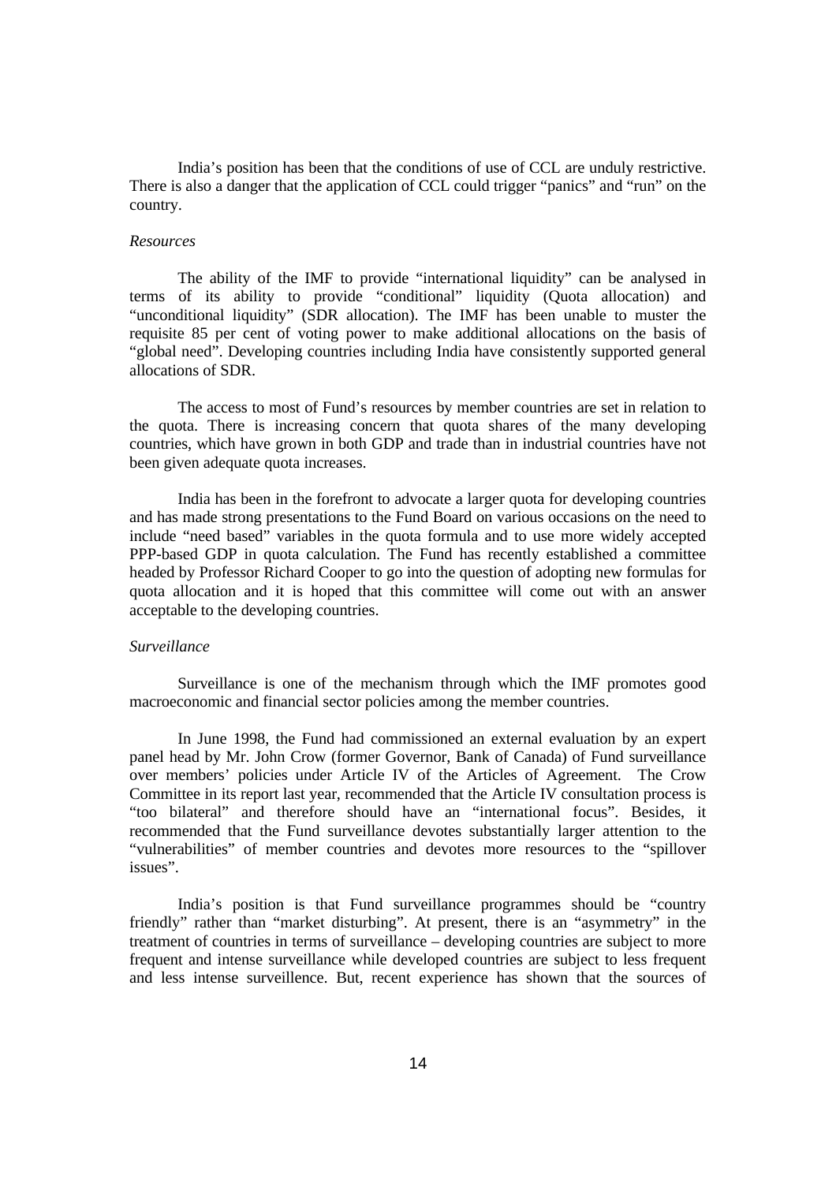India's position has been that the conditions of use of CCL are unduly restrictive. There is also a danger that the application of CCL could trigger "panics" and "run" on the country.

*Resources*

The ability of the IMF to provide "international liquidity" can be analysed in terms of its ability to provide "conditional" liquidity (Quota allocation) and "unconditional liquidity" (SDR allocation). The IMF has been unable to muster the requisite 85 per cent of voting power to make additional allocations on the basis of "global need". Developing countries including India have consistently supported general allocations of SDR.

The access to most of Fund's resources by member countries are set in relation to the quota. There is increasing concern that quota shares of the many developing countries, which have grown in both GDP and trade than in industrial countries have not been given adequate quota increases.

India has been in the forefront to advocate a larger quota for developing countries and has made strong presentations to the Fund Board on various occasions on the need to include "need based" variables in the quota formula and to use more widely accepted PPP-based GDP in quota calculation. The Fund has recently established a committee headed by Professor Richard Cooper to go into the question of adopting new formulas for quota allocation and it is hoped that this committee will come out with an answer acceptable to the developing countries.

*Surveillance*

Surveillance is one of the mechanism through which the IMF promotes good macroeconomic and financial sector policies among the member countries.

In June 1998, the Fund had commissioned an external evaluation by an expert panel head by Mr. John Crow (former Governor, Bank of Canada) of Fund surveillance over members' policies under Article IV of the Articles of Agreement. The Crow Committee in its report last year, recommended that the Article IV consultation process is "too bilateral" and therefore should have an "international focus". Besides, it recommended that the Fund surveillance devotes substantially larger attention to the "vulnerabilities" of member countries and devotes more resources to the "spillover issues".

India's position is that Fund surveillance programmes should be "country friendly" rather than "market disturbing". At present, there is an "asymmetry" in the treatment of countries in terms of surveillance – developing countries are subject to more frequent and intense surveillance while developed countries are subject to less frequent and less intense surveillence. But, recent experience has shown that the sources of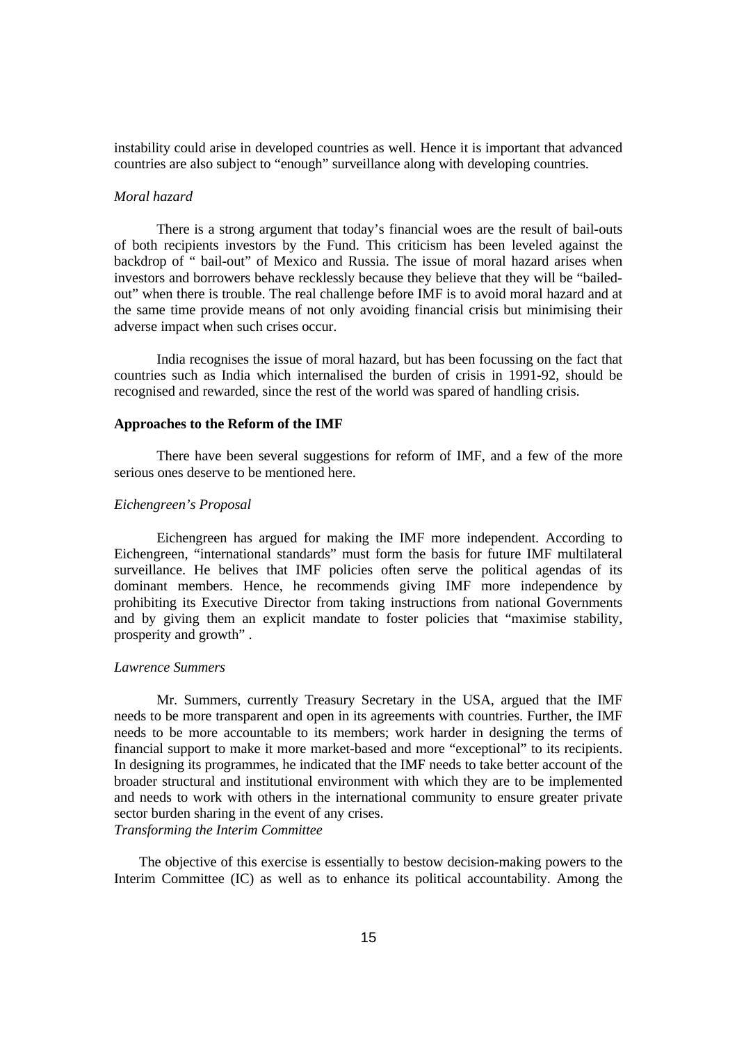instability could arise in developed countries as well. Hence it is important that advanced countries are also subject to "enough" surveillance along with developing countries.

*Moral hazard*

There is a strong argument that today's financial woes are the result of bail-outs of both recipients investors by the Fund. This criticism has been leveled against the backdrop of " bail-out" of Mexico and Russia. The issue of moral hazard arises when investors and borrowers behave recklessly because they believe that they will be "bailed-out" when there is trouble. The real challenge before IMF is to avoid moral hazard and at the same time provide means of not only avoiding financial crisis but minimising their adverse impact when such crises occur.

India recognises the issue of moral hazard, but has been focussing on the fact that countries such as India which internalised the burden of crisis in 1991-92, should be recognised and rewarded, since the rest of the world was spared of handling crisis.

**Approaches to the Reform of the IMF**

There have been several suggestions for reform of IMF, and a few of the more serious ones deserve to be mentioned here.

*Eichengreen's Proposal*

Eichengreen has argued for making the IMF more independent. According to Eichengreen, "international standards" must form the basis for future IMF multilateral surveillance. He belives that IMF policies often serve the political agendas of its dominant members. Hence, he recommends giving IMF more independence by prohibiting its Executive Director from taking instructions from national Governments and by giving them an explicit mandate to foster policies that "maximise stability, prosperity and growth" .

*Lawrence Summers*

Mr. Summers, currently Treasury Secretary in the USA, argued that the IMF needs to be more transparent and open in its agreements with countries. Further, the IMF needs to be more accountable to its members; work harder in designing the terms of financial support to make it more market-based and more "exceptional" to its recipients. In designing its programmes, he indicated that the IMF needs to take better account of the broader structural and institutional environment with which they are to be implemented and needs to work with others in the international community to ensure greater private sector burden sharing in the event of any crises.

*Transforming the Interim Committee*

The objective of this exercise is essentially to bestow decision-making powers to the Interim Committee (IC) as well as to enhance its political accountability. Among the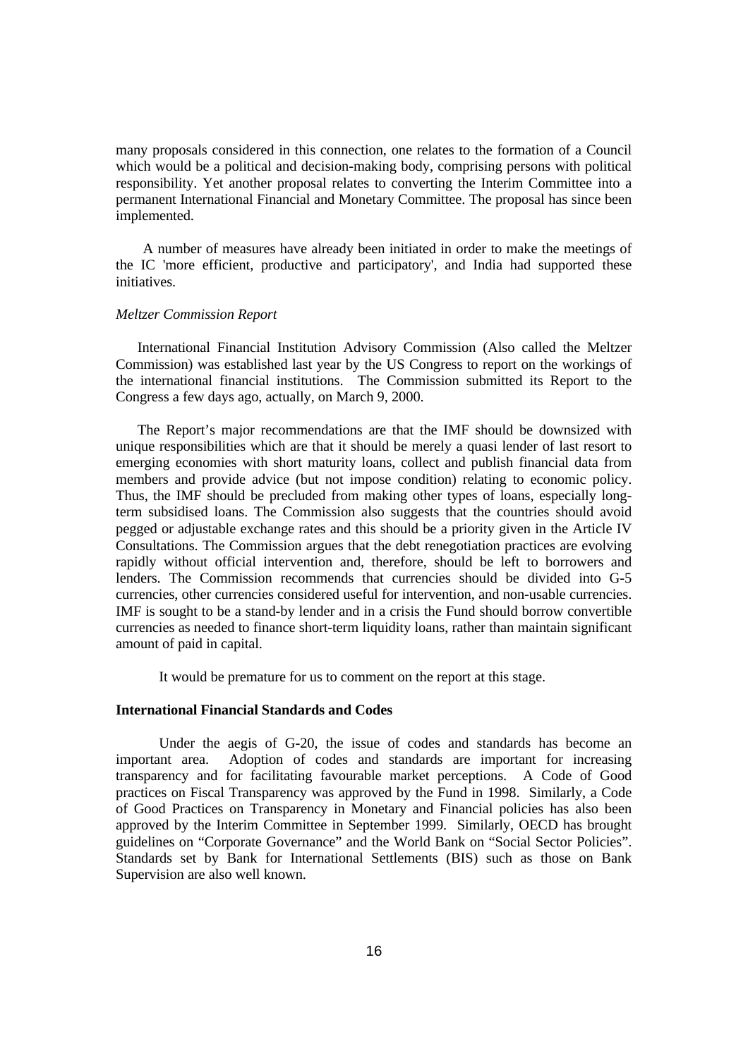many proposals considered in this connection, one relates to the formation of a Council which would be a political and decision-making body, comprising persons with political responsibility. Yet another proposal relates to converting the Interim Committee into a permanent International Financial and Monetary Committee. The proposal has since been implemented.

A number of measures have already been initiated in order to make the meetings of the IC 'more efficient, productive and participatory', and India had supported these initiatives.

*Meltzer Commission Report*

International Financial Institution Advisory Commission (Also called the Meltzer Commission) was established last year by the US Congress to report on the workings of the international financial institutions. The Commission submitted its Report to the Congress a few days ago, actually, on March 9, 2000.

The Report's major recommendations are that the IMF should be downsized with unique responsibilities which are that it should be merely a quasi lender of last resort to emerging economies with short maturity loans, collect and publish financial data from members and provide advice (but not impose condition) relating to economic policy. Thus, the IMF should be precluded from making other types of loans, especially long-term subsidised loans. The Commission also suggests that the countries should avoid pegged or adjustable exchange rates and this should be a priority given in the Article IV Consultations. The Commission argues that the debt renegotiation practices are evolving rapidly without official intervention and, therefore, should be left to borrowers and lenders. The Commission recommends that currencies should be divided into G-5 currencies, other currencies considered useful for intervention, and non-usable currencies. IMF is sought to be a stand-by lender and in a crisis the Fund should borrow convertible currencies as needed to finance short-term liquidity loans, rather than maintain significant amount of paid in capital.

It would be premature for us to comment on the report at this stage.

**International Financial Standards and Codes**

Under the aegis of G-20, the issue of codes and standards has become an important area. Adoption of codes and standards are important for increasing transparency and for facilitating favourable market perceptions. A Code of Good practices on Fiscal Transparency was approved by the Fund in 1998. Similarly, a Code of Good Practices on Transparency in Monetary and Financial policies has also been approved by the Interim Committee in September 1999. Similarly, OECD has brought guidelines on "Corporate Governance" and the World Bank on "Social Sector Policies". Standards set by Bank for International Settlements (BIS) such as those on Bank Supervision are also well known.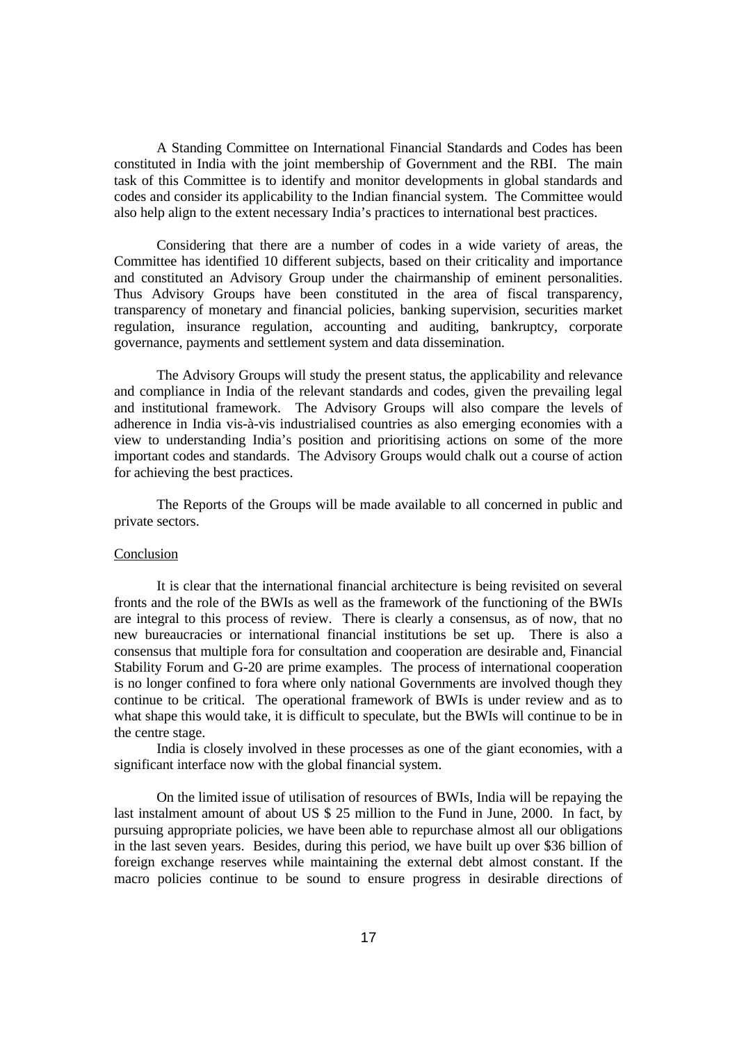A Standing Committee on International Financial Standards and Codes has been constituted in India with the joint membership of Government and the RBI. The main task of this Committee is to identify and monitor developments in global standards and codes and consider its applicability to the Indian financial system. The Committee would also help align to the extent necessary India's practices to international best practices.

Considering that there are a number of codes in a wide variety of areas, the Committee has identified 10 different subjects, based on their criticality and importance and constituted an Advisory Group under the chairmanship of eminent personalities. Thus Advisory Groups have been constituted in the area of fiscal transparency, transparency of monetary and financial policies, banking supervision, securities market regulation, insurance regulation, accounting and auditing, bankruptcy, corporate governance, payments and settlement system and data dissemination.

The Advisory Groups will study the present status, the applicability and relevance and compliance in India of the relevant standards and codes, given the prevailing legal and institutional framework. The Advisory Groups will also compare the levels of adherence in India vis-à-vis industrialised countries as also emerging economies with a view to understanding India's position and prioritising actions on some of the more important codes and standards. The Advisory Groups would chalk out a course of action for achieving the best practices.

The Reports of the Groups will be made available to all concerned in public and private sectors.

## Conclusion

It is clear that the international financial architecture is being revisited on several fronts and the role of the BWIs as well as the framework of the functioning of the BWIs are integral to this process of review. There is clearly a consensus, as of now, that no new bureaucracies or international financial institutions be set up. There is also a consensus that multiple fora for consultation and cooperation are desirable and, Financial Stability Forum and G-20 are prime examples. The process of international cooperation is no longer confined to fora where only national Governments are involved though they continue to be critical. The operational framework of BWIs is under review and as to what shape this would take, it is difficult to speculate, but the BWIs will continue to be in the centre stage.

India is closely involved in these processes as one of the giant economies, with a significant interface now with the global financial system.

On the limited issue of utilisation of resources of BWIs, India will be repaying the last instalment amount of about US $ 25 million to the Fund in June, 2000. In fact, by pursuing appropriate policies, we have been able to repurchase almost all our obligations in the last seven years. Besides, during this period, we have built up over $36 billion of foreign exchange reserves while maintaining the external debt almost constant. If the macro policies continue to be sound to ensure progress in desirable directions of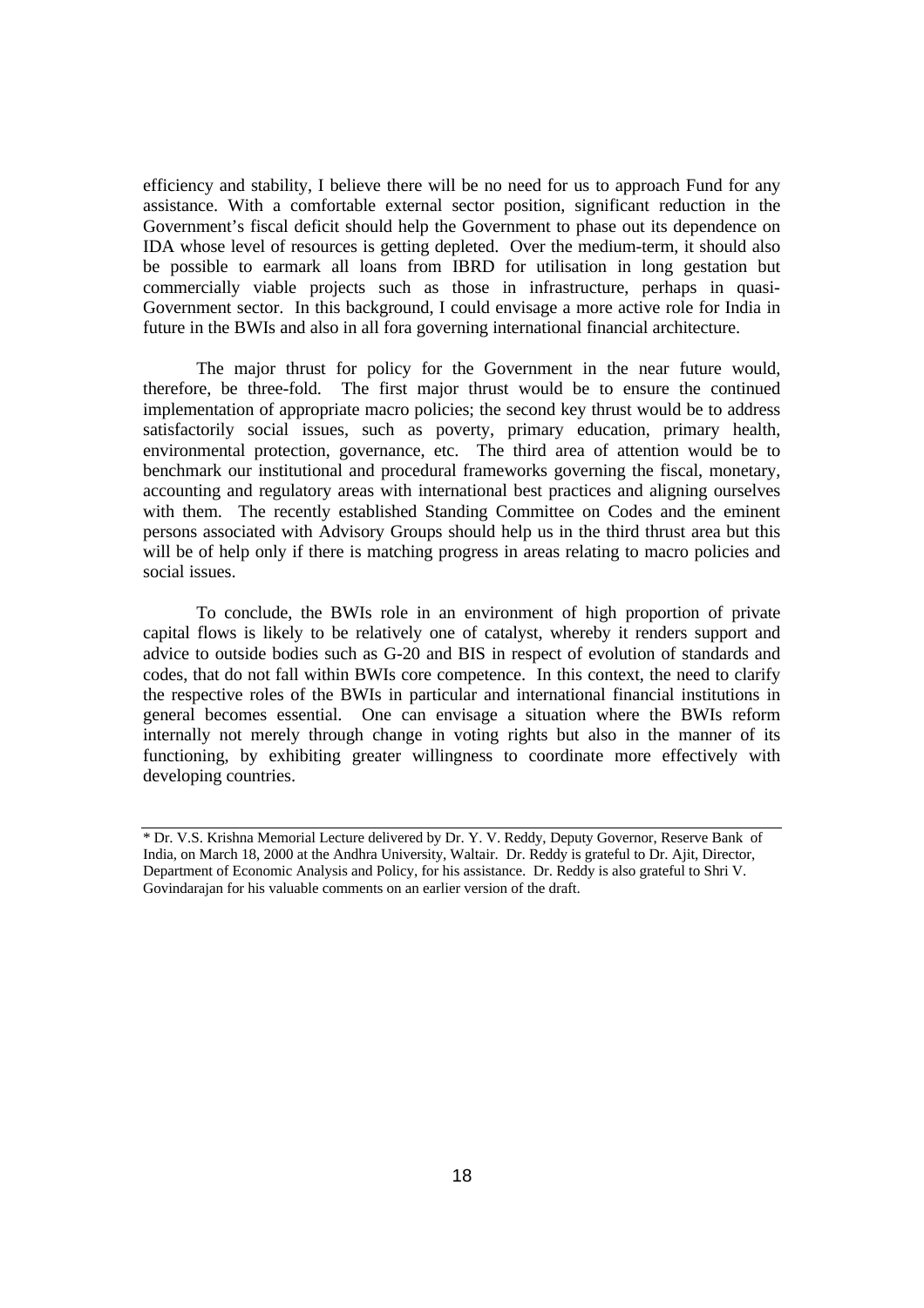efficiency and stability, I believe there will be no need for us to approach Fund for any assistance. With a comfortable external sector position, significant reduction in the Government's fiscal deficit should help the Government to phase out its dependence on IDA whose level of resources is getting depleted. Over the medium-term, it should also be possible to earmark all loans from IBRD for utilisation in long gestation but commercially viable projects such as those in infrastructure, perhaps in quasi-Government sector. In this background, I could envisage a more active role for India in future in the BWIs and also in all fora governing international financial architecture.

The major thrust for policy for the Government in the near future would, therefore, be three-fold. The first major thrust would be to ensure the continued implementation of appropriate macro policies; the second key thrust would be to address satisfactorily social issues, such as poverty, primary education, primary health, environmental protection, governance, etc. The third area of attention would be to benchmark our institutional and procedural frameworks governing the fiscal, monetary, accounting and regulatory areas with international best practices and aligning ourselves with them. The recently established Standing Committee on Codes and the eminent persons associated with Advisory Groups should help us in the third thrust area but this will be of help only if there is matching progress in areas relating to macro policies and social issues.

To conclude, the BWIs role in an environment of high proportion of private capital flows is likely to be relatively one of catalyst, whereby it renders support and advice to outside bodies such as G-20 and BIS in respect of evolution of standards and codes, that do not fall within BWIs core competence. In this context, the need to clarify the respective roles of the BWIs in particular and international financial institutions in general becomes essential. One can envisage a situation where the BWIs reform internally not merely through change in voting rights but also in the manner of its functioning, by exhibiting greater willingness to coordinate more effectively with developing countries.

---

* Dr. V.S. Krishna Memorial Lecture delivered by Dr. Y. V. Reddy, Deputy Governor, Reserve Bank of India, on March 18, 2000 at the Andhra University, Waltair. Dr. Reddy is grateful to Dr. Ajit, Director, Department of Economic Analysis and Policy, for his assistance. Dr. Reddy is also grateful to Shri V. Govindarajan for his valuable comments on an earlier version of the draft.